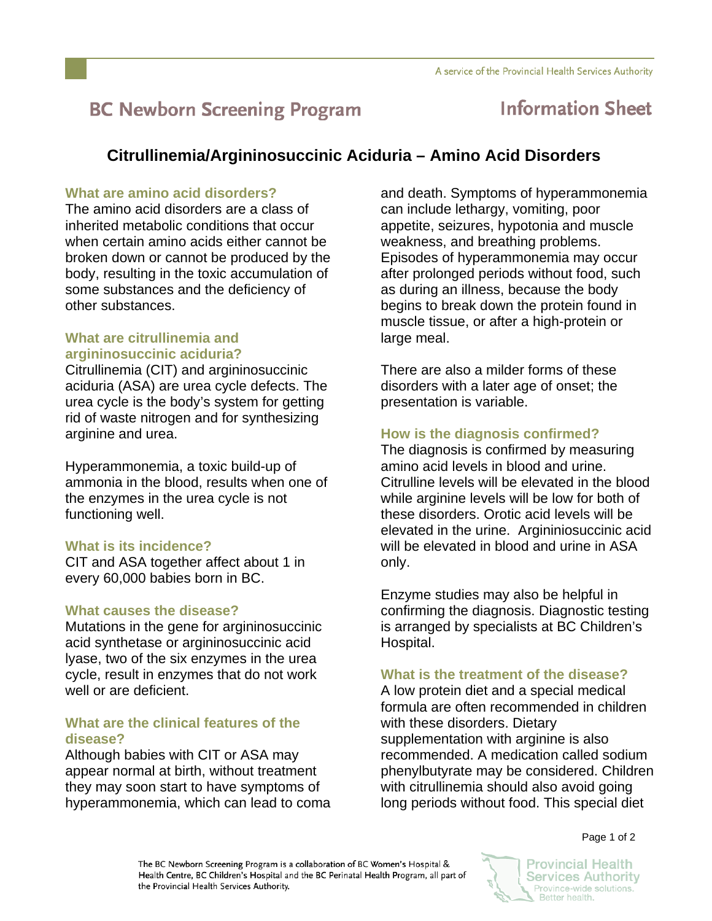# BC Newborn Screening Program — Information Sheet

## Citrullinemia/Argininosuccinic Aciduria – Amino Acid Disorders

### What are amino acid disorders?

The amino acid disorders are a class of inherited metabolic conditions that occur when certain amino acids either cannot be broken down or cannot be produced by the body, resulting in the toxic accumulation of some substances and the deficiency of other substances.

### What are citrullinemia and argininosuccinic aciduria?

Citrullinemia (CIT) and argininosuccinic aciduria (ASA) are urea cycle defects. The urea cycle is the body's system for getting rid of waste nitrogen and for synthesizing arginine and urea.

Hyperammonemia, a toxic build-up of ammonia in the blood, results when one of the enzymes in the urea cycle is not functioning well.

### What is its incidence?

CIT and ASA together affect about 1 in every 60,000 babies born in BC.

### What causes the disease?

Mutations in the gene for argininosuccinic acid synthetase or argininosuccinic acid lyase, two of the six enzymes in the urea cycle, result in enzymes that do not work well or are deficient.

### What are the clinical features of the disease?

Although babies with CIT or ASA may appear normal at birth, without treatment they may soon start to have symptoms of hyperammonemia, which can lead to coma and death. Symptoms of hyperammonemia can include lethargy, vomiting, poor appetite, seizures, hypotonia and muscle weakness, and breathing problems. Episodes of hyperammonemia may occur after prolonged periods without food, such as during an illness, because the body begins to break down the protein found in muscle tissue, or after a high-protein or large meal.

There are also a milder forms of these disorders with a later age of onset; the presentation is variable.

### How is the diagnosis confirmed?

The diagnosis is confirmed by measuring amino acid levels in blood and urine. Citrulline levels will be elevated in the blood while arginine levels will be low for both of these disorders. Orotic acid levels will be elevated in the urine. Argininiosuccinic acid will be elevated in blood and urine in ASA only.

Enzyme studies may also be helpful in confirming the diagnosis. Diagnostic testing is arranged by specialists at BC Children's Hospital.

### What is the treatment of the disease?

A low protein diet and a special medical formula are often recommended in children with these disorders. Dietary supplementation with arginine is also recommended. A medication called sodium phenylbutyrate may be considered. Children with citrullinemia should also avoid going long periods without food. This special diet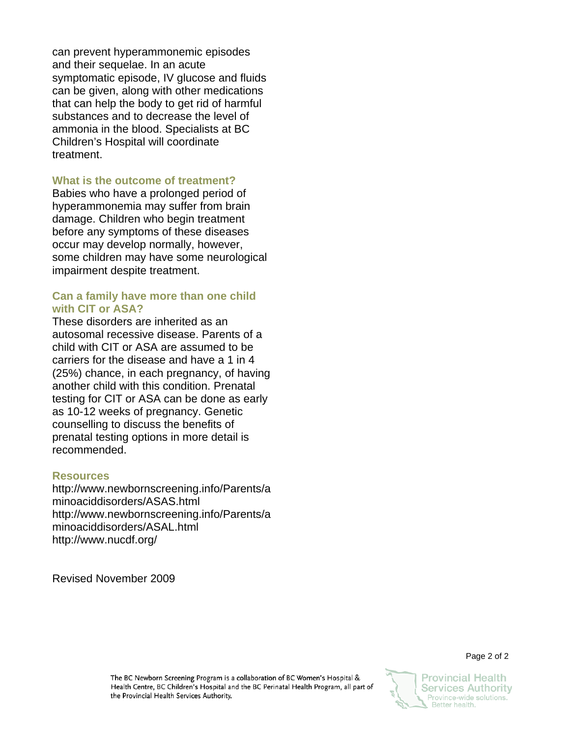can prevent hyperammonemic episodes and their sequelae. In an acute symptomatic episode, IV glucose and fluids can be given, along with other medications that can help the body to get rid of harmful substances and to decrease the level of ammonia in the blood. Specialists at BC Children's Hospital will coordinate treatment.

### What is the outcome of treatment?

Babies who have a prolonged period of hyperammonemia may suffer from brain damage. Children who begin treatment before any symptoms of these diseases occur may develop normally, however, some children may have some neurological impairment despite treatment.

### Can a family have more than one child with CIT or ASA?

These disorders are inherited as an autosomal recessive disease. Parents of a child with CIT or ASA are assumed to be carriers for the disease and have a 1 in 4 (25%) chance, in each pregnancy, of having another child with this condition. Prenatal testing for CIT or ASA can be done as early as 10-12 weeks of pregnancy. Genetic counselling to discuss the benefits of prenatal testing options in more detail is recommended.

### Resources

http://www.newbornscreening.info/Parents/aminoaciddisorders/ASAS.html
http://www.newbornscreening.info/Parents/aminoaciddisorders/ASAL.html
http://www.nucdf.org/

Revised November 2009

The BC Newborn Screening Program is a collaboration of BC Women's Hospital & Health Centre, BC Children's Hospital and the BC Perinatal Health Program, all part of the Provincial Health Services Authority.

Provincial Health Services Authority
Province-wide solutions. Better health.